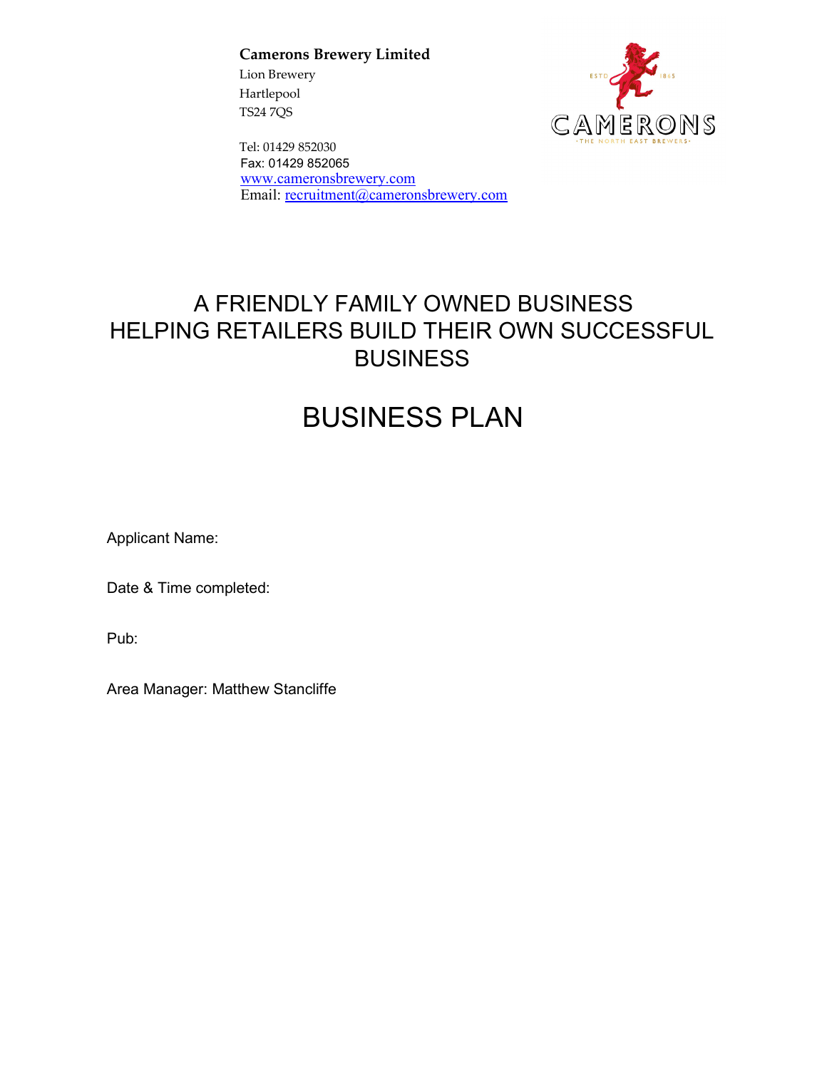**Camerons Brewery Limited**
Lion Brewery
Hartlepool
TS24 7QS

Tel: 01429 852030
Fax: 01429 852065
www.cameronsbrewery.com
Email: recruitment@cameronsbrewery.com

CAMERONS
ESTD 1865
THE NORTH EAST BREWERS

# A FRIENDLY FAMILY OWNED BUSINESS HELPING RETAILERS BUILD THEIR OWN SUCCESSFUL BUSINESS

# BUSINESS PLAN

Applicant Name:

Date & Time completed:

Pub:

Area Manager: Matthew Stancliffe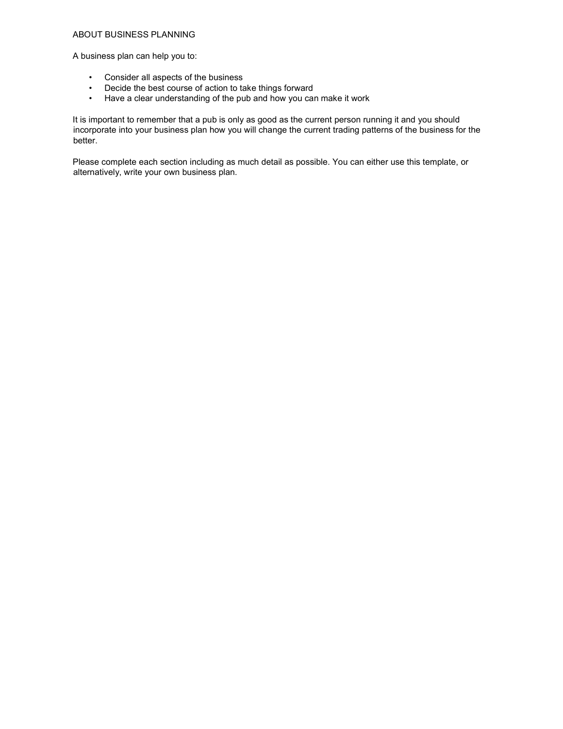## ABOUT BUSINESS PLANNING

A business plan can help you to:

- Consider all aspects of the business
- Decide the best course of action to take things forward
- Have a clear understanding of the pub and how you can make it work

It is important to remember that a pub is only as good as the current person running it and you should incorporate into your business plan how you will change the current trading patterns of the business for the better.

Please complete each section including as much detail as possible. You can either use this template, or alternatively, write your own business plan.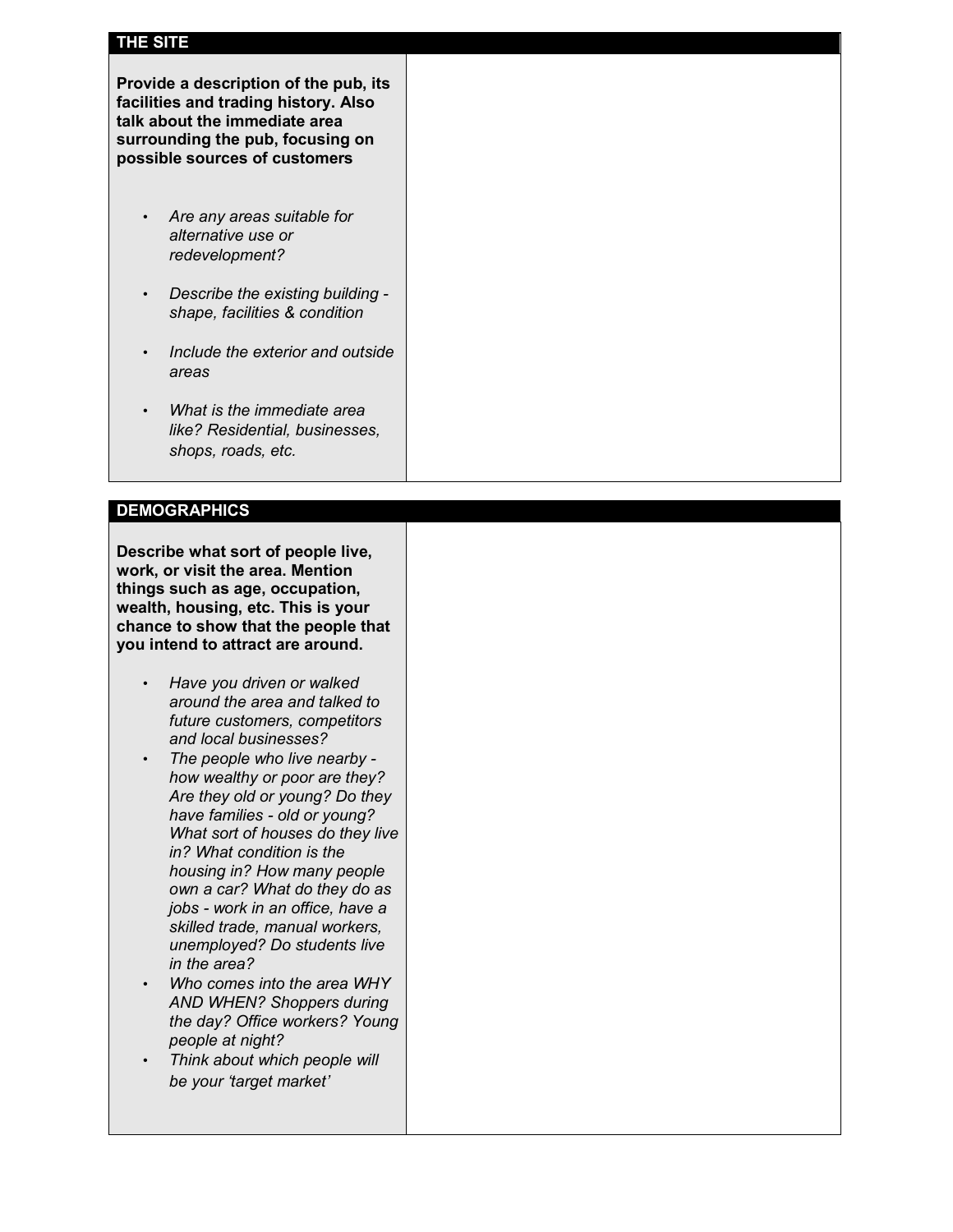## THE SITE

| | |
|---|---|
| **Provide a description of the pub, its facilities and trading history. Also talk about the immediate area surrounding the pub, focusing on possible sources of customers**<br><br>- *Are any areas suitable for alternative use or redevelopment?*<br>- *Describe the existing building - shape, facilities & condition*<br>- *Include the exterior and outside areas*<br>- *What is the immediate area like? Residential, businesses, shops, roads, etc.* | |

## DEMOGRAPHICS

| | |
|---|---|
| **Describe what sort of people live, work, or visit the area. Mention things such as age, occupation, wealth, housing, etc. This is your chance to show that the people that you intend to attract are around.**<br><br>- *Have you driven or walked around the area and talked to future customers, competitors and local businesses?*<br>- *The people who live nearby - how wealthy or poor are they? Are they old or young? Do they have families - old or young? What sort of houses do they live in? What condition is the housing in? How many people own a car? What do they do as jobs - work in an office, have a skilled trade, manual workers, unemployed? Do students live in the area?*<br>- *Who comes into the area WHY AND WHEN? Shoppers during the day? Office workers? Young people at night?*<br>- *Think about which people will be your 'target market'* | |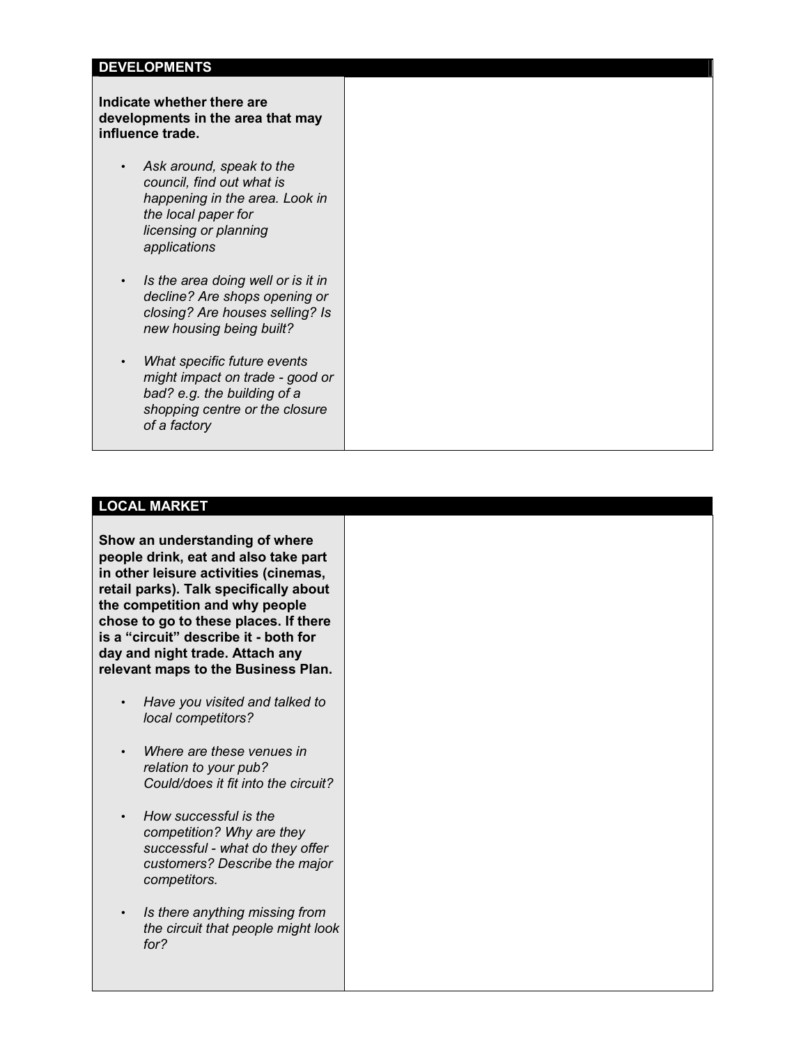| DEVELOPMENTS | |
|---|---|
| **Indicate whether there are developments in the area that may influence trade.**<br><br>• *Ask around, speak to the council, find out what is happening in the area. Look in the local paper for licensing or planning applications*<br><br>• *Is the area doing well or is it in decline? Are shops opening or closing? Are houses selling? Is new housing being built?*<br><br>• *What specific future events might impact on trade - good or bad? e.g. the building of a shopping centre or the closure of a factory* | |

| LOCAL MARKET | |
|---|---|
| **Show an understanding of where people drink, eat and also take part in other leisure activities (cinemas, retail parks). Talk specifically about the competition and why people chose to go to these places. If there is a "circuit" describe it - both for day and night trade. Attach any relevant maps to the Business Plan.**<br><br>• *Have you visited and talked to local competitors?*<br><br>• *Where are these venues in relation to your pub? Could/does it fit into the circuit?*<br><br>• *How successful is the competition? Why are they successful - what do they offer customers? Describe the major competitors.*<br><br>• *Is there anything missing from the circuit that people might look for?* | |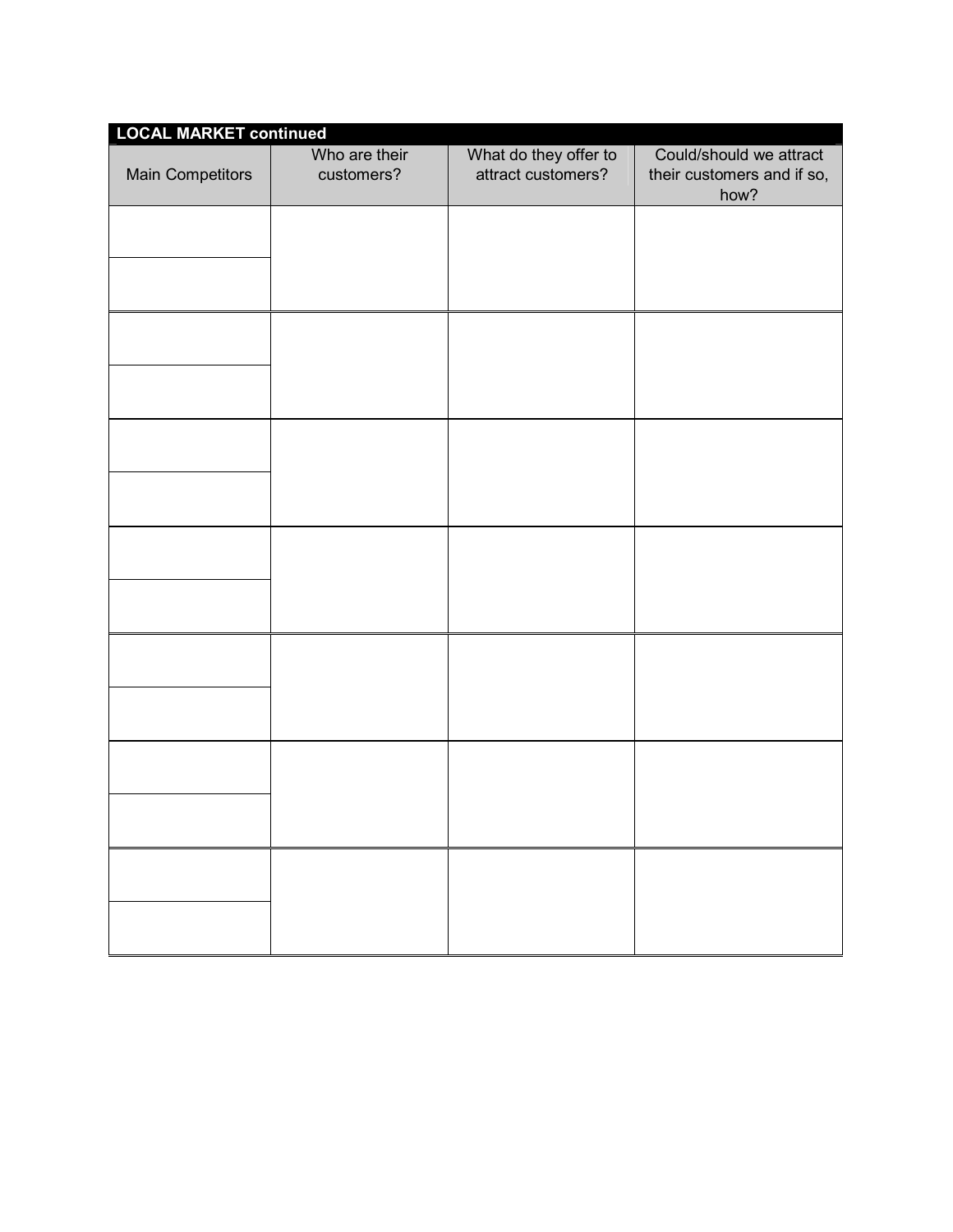## LOCAL MARKET continued

| Main Competitors | Who are their customers? | What do they offer to attract customers? | Could/should we attract their customers and if so, how? |
|---|---|---|---|
| | | | |
| | | | |
| | | | |
| | | | |
| | | | |
| | | | |
| | | | |
| | | | |
| | | | |
| | | | |
| | | | |
| | | | |
| | | | |
| | | | |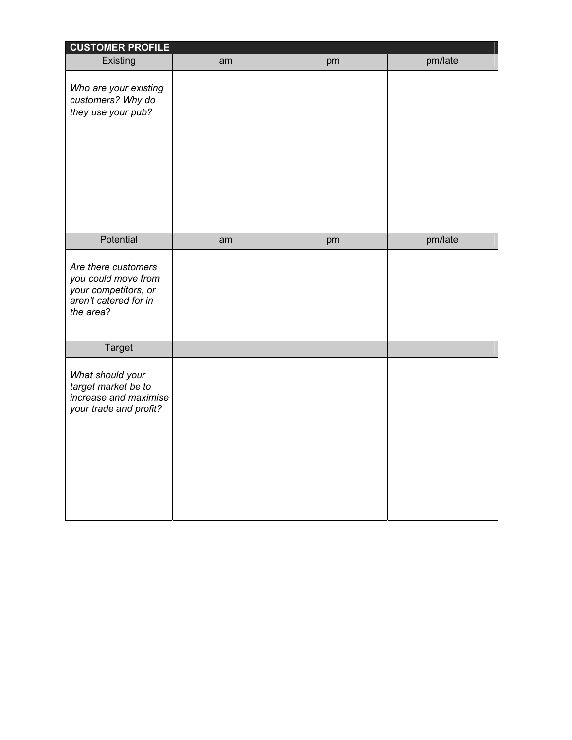| CUSTOMER PROFILE | | | |
|---|---|---|---|
| Existing | am | pm | pm/late |
| *Who are your existing customers? Why do they use your pub?* | | | |
| Potential | am | pm | pm/late |
| *Are there customers you could move from your competitors, or aren't catered for in the area*? | | | |
| Target | | | |
| *What should your target market be to increase and maximise your trade and profit?* | | | |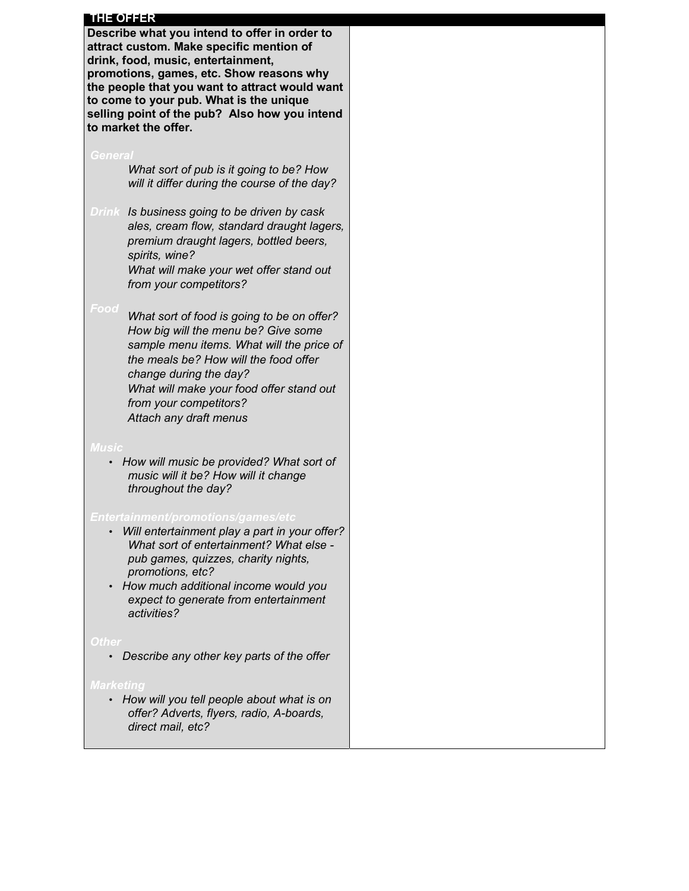| THE OFFER | |
|---|---|
| **Describe what you intend to offer in order to attract custom. Make specific mention of drink, food, music, entertainment, promotions, games, etc. Show reasons why the people that you want to attract would want to come to your pub. What is the unique selling point of the pub? Also how you intend to market the offer.**<br><br>*General*<br>*What sort of pub is it going to be? How will it differ during the course of the day?*<br><br>*Drink* *Is business going to be driven by cask ales, cream flow, standard draught lagers, premium draught lagers, bottled beers, spirits, wine?*<br>*What will make your wet offer stand out from your competitors?*<br><br>*Food*<br>*What sort of food is going to be on offer? How big will the menu be? Give some sample menu items. What will the price of the meals be? How will the food offer change during the day?*<br>*What will make your food offer stand out from your competitors?*<br>*Attach any draft menus*<br><br>*Music*<br>• *How will music be provided? What sort of music will it be? How will it change throughout the day?*<br><br>*Entertainment/promotions/games/etc*<br>• *Will entertainment play a part in your offer? What sort of entertainment? What else - pub games, quizzes, charity nights, promotions, etc?*<br>• *How much additional income would you expect to generate from entertainment activities?*<br><br>*Other*<br>• *Describe any other key parts of the offer*<br><br>*Marketing*<br>• *How will you tell people about what is on offer? Adverts, flyers, radio, A-boards, direct mail, etc?* | |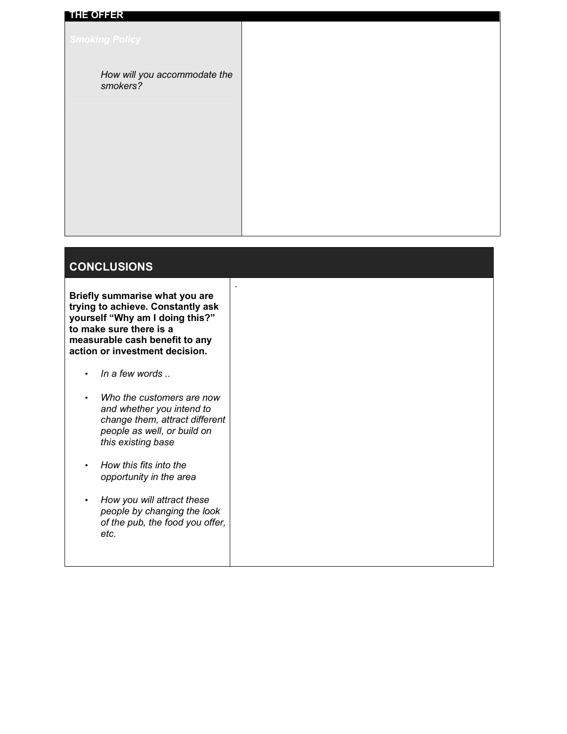## THE OFFER

| *Smoking Policy* | |
|---|---|
| *How will you accommodate the smokers?* | |

## CONCLUSIONS

| | |
|---|---|
| **Briefly summarise what you are trying to achieve. Constantly ask yourself "Why am I doing this?" to make sure there is a measurable cash benefit to any action or investment decision.**<br><br>• *In a few words ..*<br><br>• *Who the customers are now and whether you intend to change them, attract different people as well, or build on this existing base*<br><br>• *How this fits into the opportunity in the area*<br><br>• *How you will attract these people by changing the look of the pub, the food you offer, etc.* | . |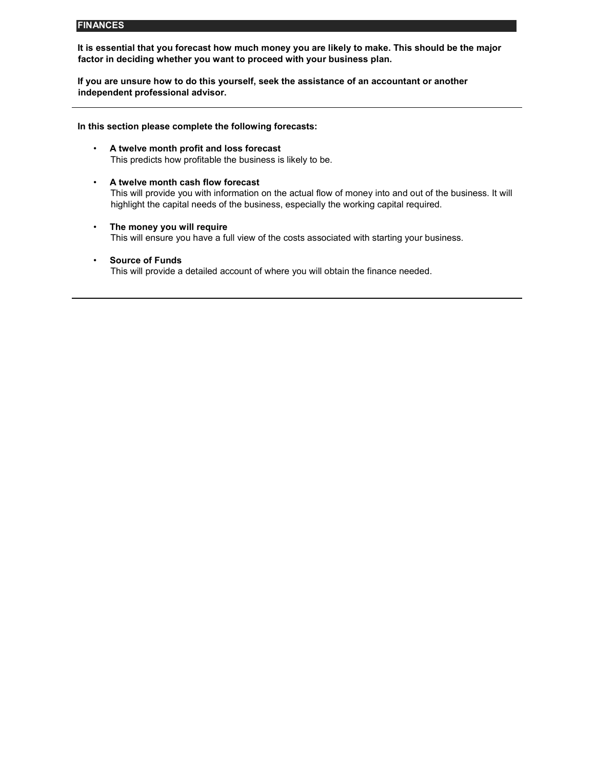## FINANCES

**It is essential that you forecast how much money you are likely to make. This should be the major factor in deciding whether you want to proceed with your business plan.**

**If you are unsure how to do this yourself, seek the assistance of an accountant or another independent professional advisor.**

---

**In this section please complete the following forecasts:**

- **A twelve month profit and loss forecast**
  This predicts how profitable the business is likely to be.

- **A twelve month cash flow forecast**
  This will provide you with information on the actual flow of money into and out of the business. It will highlight the capital needs of the business, especially the working capital required.

- **The money you will require**
  This will ensure you have a full view of the costs associated with starting your business.

- **Source of Funds**
  This will provide a detailed account of where you will obtain the finance needed.

---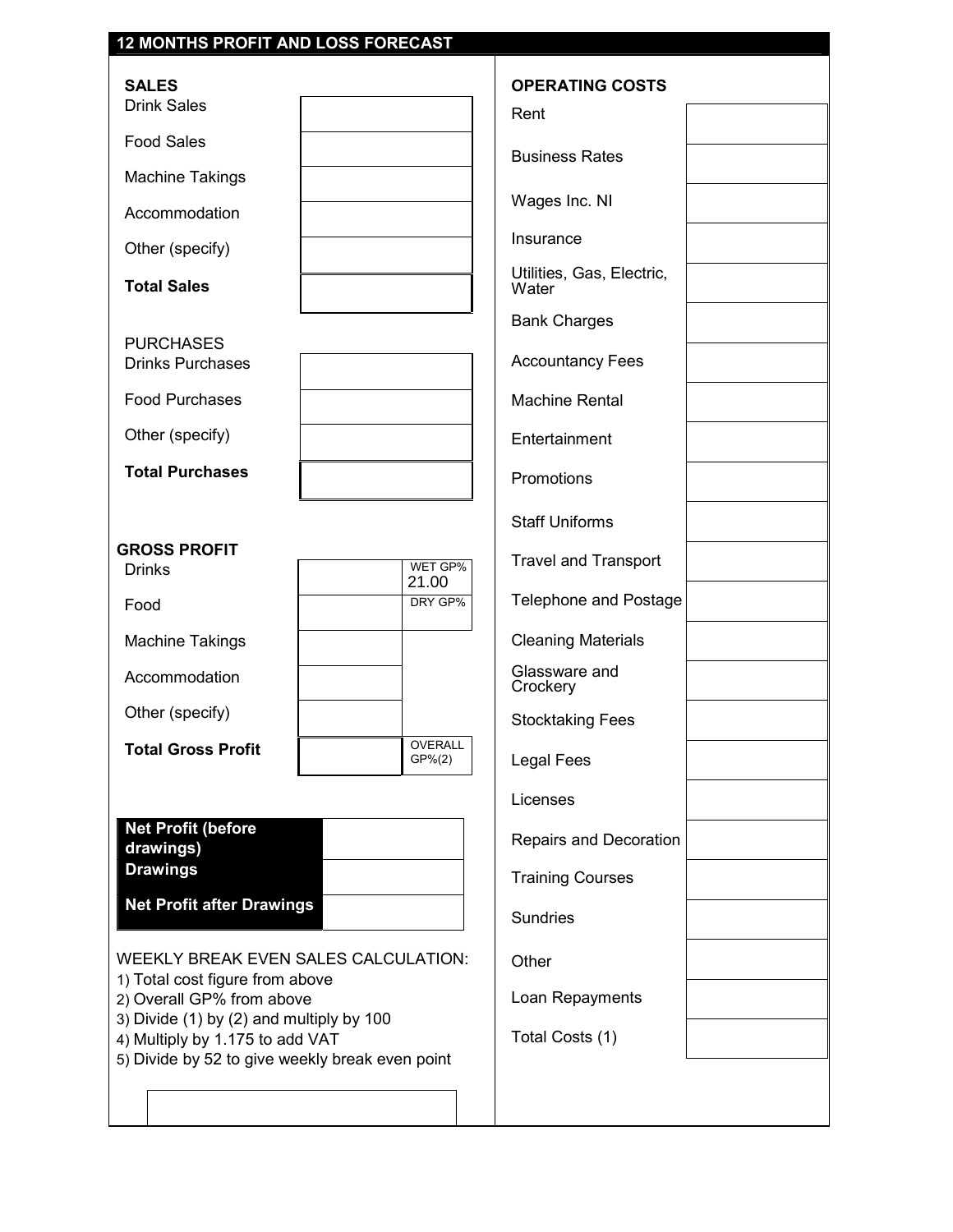## 12 MONTHS PROFIT AND LOSS FORECAST

**SALES**

| Item | Amount |
|---|---|
| Drink Sales | |
| Food Sales | |
| Machine Takings | |
| Accommodation | |
| Other (specify) | |
| **Total Sales** | |

PURCHASES

| Item | Amount |
|---|---|
| Drinks Purchases | |
| Food Purchases | |
| Other (specify) | |
| **Total Purchases** | |

**GROSS PROFIT**

| Item | Amount | |
|---|---|---|
| Drinks | | WET GP% 21.00 |
| Food | | DRY GP% |
| Machine Takings | | |
| Accommodation | | |
| Other (specify) | | |
| **Total Gross Profit** | | OVERALL GP%(2) |

| | |
|---|---|
| **Net Profit (before drawings)** | |
| **Drawings** | |
| **Net Profit after Drawings** | |

WEEKLY BREAK EVEN SALES CALCULATION:

1) Total cost figure from above
2) Overall GP% from above
3) Divide (1) by (2) and multiply by 100
4) Multiply by 1.175 to add VAT
5) Divide by 52 to give weekly break even point

| |
|---|
| |

**OPERATING COSTS**

| Item | Amount |
|---|---|
| Rent | |
| Business Rates | |
| Wages Inc. NI | |
| Insurance | |
| Utilities, Gas, Electric, Water | |
| Bank Charges | |
| Accountancy Fees | |
| Machine Rental | |
| Entertainment | |
| Promotions | |
| Staff Uniforms | |
| Travel and Transport | |
| Telephone and Postage | |
| Cleaning Materials | |
| Glassware and Crockery | |
| Stocktaking Fees | |
| Legal Fees | |
| Licenses | |
| Repairs and Decoration | |
| Training Courses | |
| Sundries | |
| Other | |
| Loan Repayments | |
| Total Costs (1) | |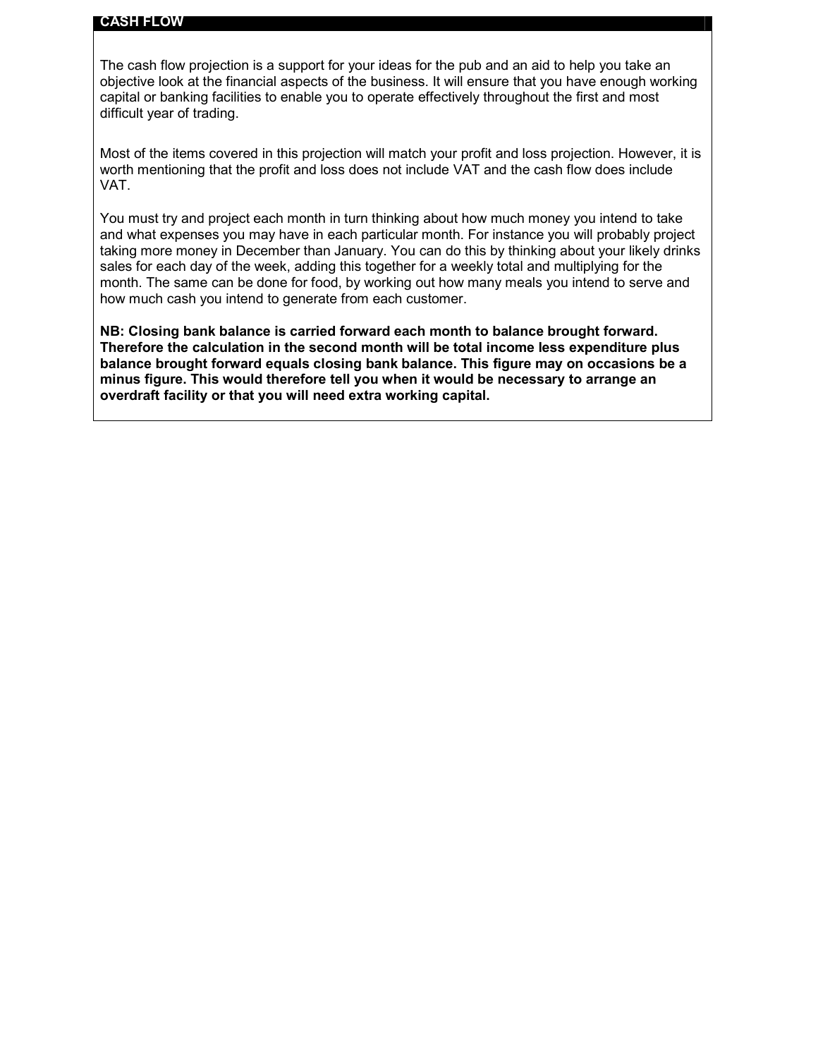## CASH FLOW

The cash flow projection is a support for your ideas for the pub and an aid to help you take an objective look at the financial aspects of the business. It will ensure that you have enough working capital or banking facilities to enable you to operate effectively throughout the first and most difficult year of trading.

Most of the items covered in this projection will match your profit and loss projection. However, it is worth mentioning that the profit and loss does not include VAT and the cash flow does include VAT.

You must try and project each month in turn thinking about how much money you intend to take and what expenses you may have in each particular month. For instance you will probably project taking more money in December than January. You can do this by thinking about your likely drinks sales for each day of the week, adding this together for a weekly total and multiplying for the month. The same can be done for food, by working out how many meals you intend to serve and how much cash you intend to generate from each customer.

**NB: Closing bank balance is carried forward each month to balance brought forward. Therefore the calculation in the second month will be total income less expenditure plus balance brought forward equals closing bank balance. This figure may on occasions be a minus figure. This would therefore tell you when it would be necessary to arrange an overdraft facility or that you will need extra working capital.**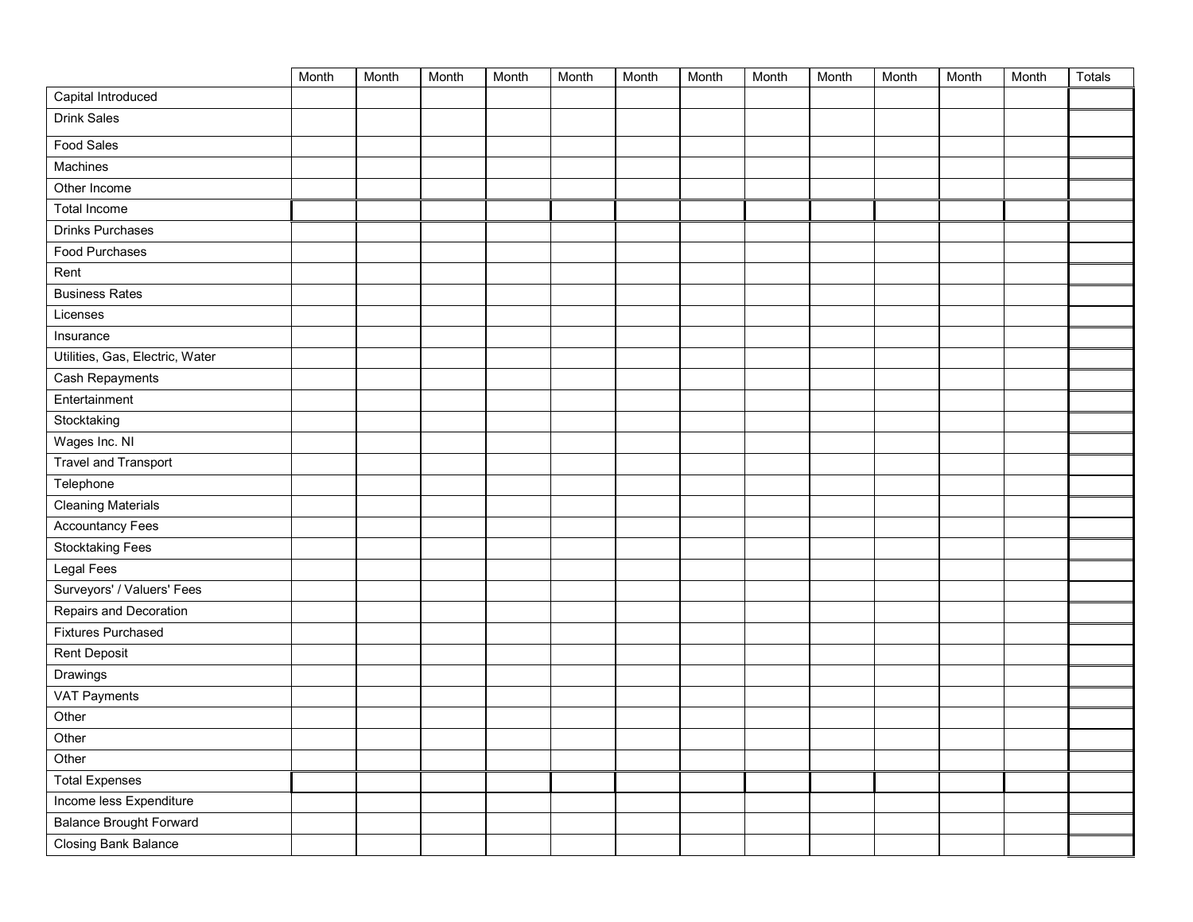| | Month | Month | Month | Month | Month | Month | Month | Month | Month | Month | Month | Month | Totals |
|---|---|---|---|---|---|---|---|---|---|---|---|---|---|
| Capital Introduced | | | | | | | | | | | | | |
| Drink Sales | | | | | | | | | | | | | |
| Food Sales | | | | | | | | | | | | | |
| Machines | | | | | | | | | | | | | |
| Other Income | | | | | | | | | | | | | |
| Total Income | | | | | | | | | | | | | |
| Drinks Purchases | | | | | | | | | | | | | |
| Food Purchases | | | | | | | | | | | | | |
| Rent | | | | | | | | | | | | | |
| Business Rates | | | | | | | | | | | | | |
| Licenses | | | | | | | | | | | | | |
| Insurance | | | | | | | | | | | | | |
| Utilities, Gas, Electric, Water | | | | | | | | | | | | | |
| Cash Repayments | | | | | | | | | | | | | |
| Entertainment | | | | | | | | | | | | | |
| Stocktaking | | | | | | | | | | | | | |
| Wages Inc. NI | | | | | | | | | | | | | |
| Travel and Transport | | | | | | | | | | | | | |
| Telephone | | | | | | | | | | | | | |
| Cleaning Materials | | | | | | | | | | | | | |
| Accountancy Fees | | | | | | | | | | | | | |
| Stocktaking Fees | | | | | | | | | | | | | |
| Legal Fees | | | | | | | | | | | | | |
| Surveyors' / Valuers' Fees | | | | | | | | | | | | | |
| Repairs and Decoration | | | | | | | | | | | | | |
| Fixtures Purchased | | | | | | | | | | | | | |
| Rent Deposit | | | | | | | | | | | | | |
| Drawings | | | | | | | | | | | | | |
| VAT Payments | | | | | | | | | | | | | |
| Other | | | | | | | | | | | | | |
| Other | | | | | | | | | | | | | |
| Other | | | | | | | | | | | | | |
| Total Expenses | | | | | | | | | | | | | |
| Income less Expenditure | | | | | | | | | | | | | |
| Balance Brought Forward | | | | | | | | | | | | | |
| Closing Bank Balance | | | | | | | | | | | | | |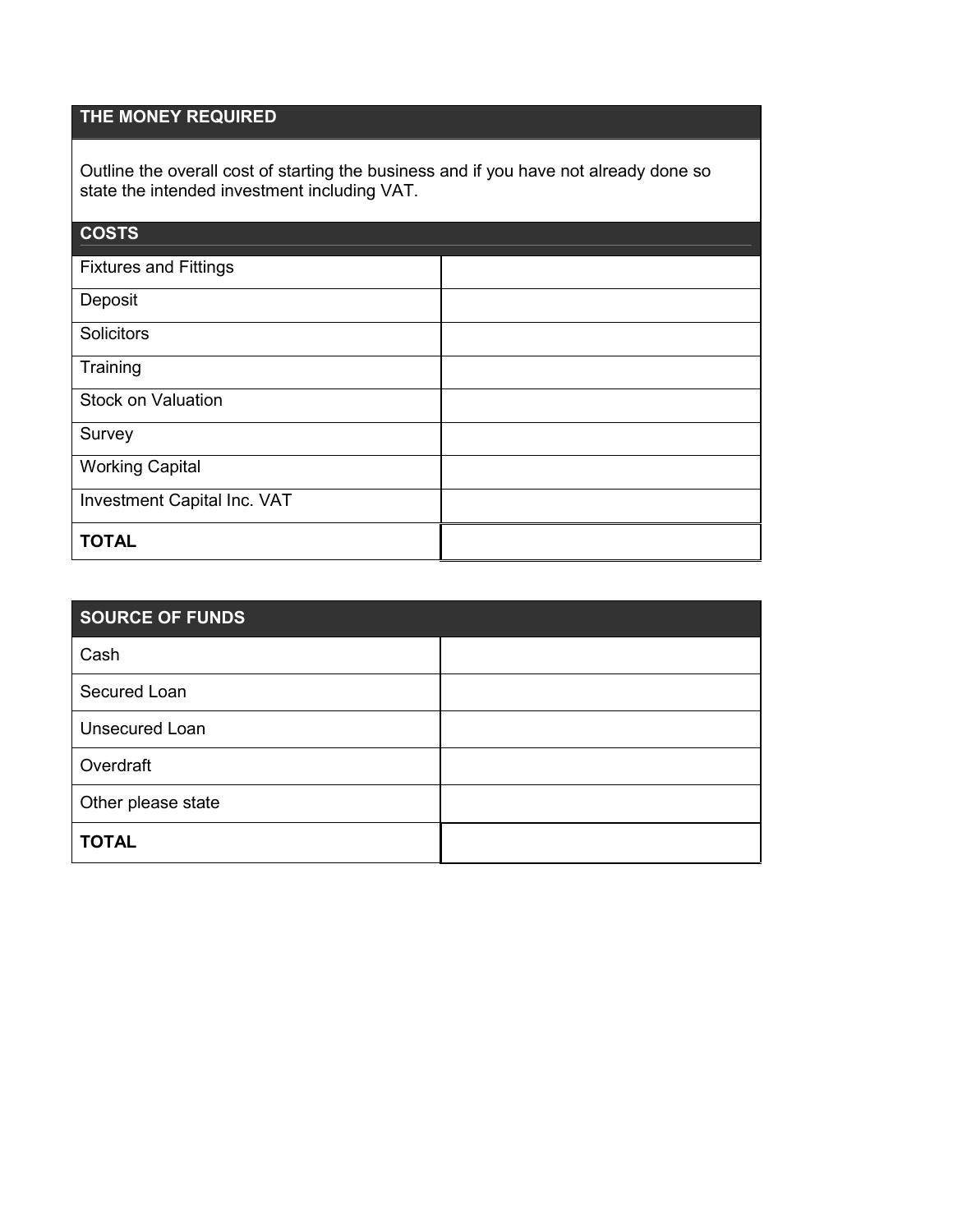## THE MONEY REQUIRED

Outline the overall cost of starting the business and if you have not already done so state the intended investment including VAT.

| COSTS | |
|---|---|
| Fixtures and Fittings | |
| Deposit | |
| Solicitors | |
| Training | |
| Stock on Valuation | |
| Survey | |
| Working Capital | |
| Investment Capital Inc. VAT | |
| **TOTAL** | |

| SOURCE OF FUNDS | |
|---|---|
| Cash | |
| Secured Loan | |
| Unsecured Loan | |
| Overdraft | |
| Other please state | |
| **TOTAL** | |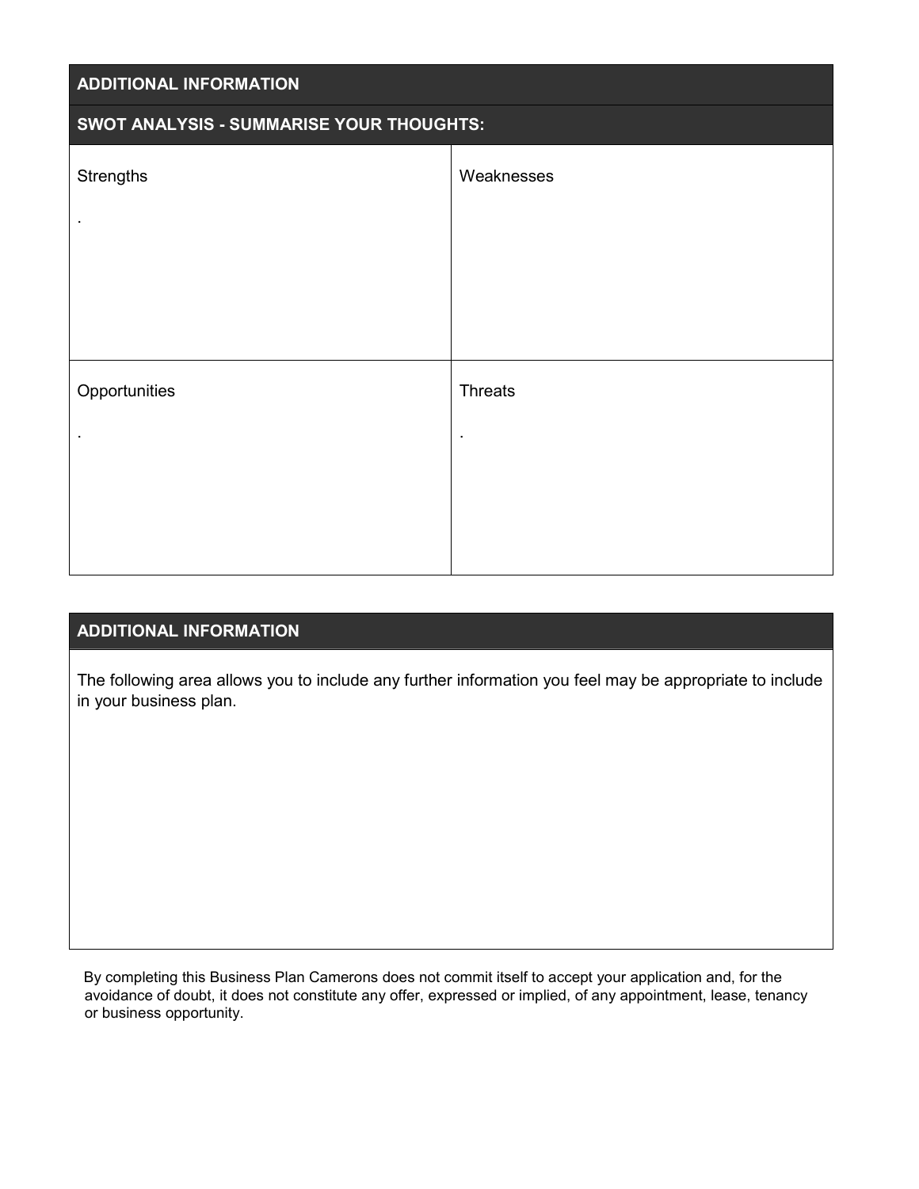| ADDITIONAL INFORMATION | |
|---|---|
| **SWOT ANALYSIS - SUMMARISE YOUR THOUGHTS:** | |
| Strengths<br><br>. | Weaknesses |
| Opportunities<br><br>. | Threats<br><br>. |

| ADDITIONAL INFORMATION |
|---|
| The following area allows you to include any further information you feel may be appropriate to include in your business plan. |

By completing this Business Plan Camerons does not commit itself to accept your application and, for the avoidance of doubt, it does not constitute any offer, expressed or implied, of any appointment, lease, tenancy or business opportunity.